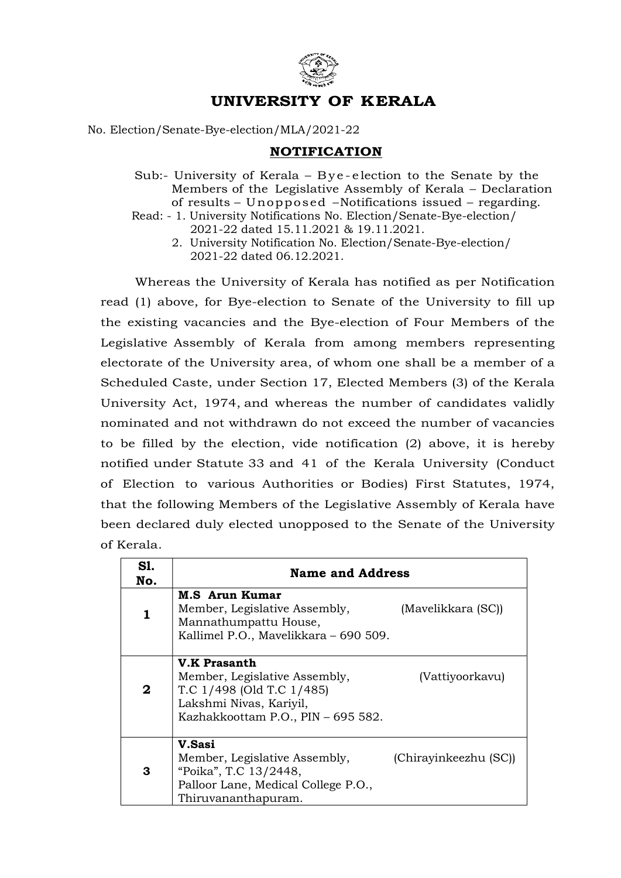# UNIVERSITY OF KERALA

No. Election/Senate-Bye-election/MLA/2021-22

## NOTIFICATION

Sub:- University of Kerala – Bye-election to the Senate by the Members of the Legislative Assembly of Kerala – Declaration of results – Unopposed –Notifications issued – regarding.

Read: - 1. University Notifications No. Election/Senate-Bye-election/ 2021-22 dated 15.11.2021 & 19.11.2021.

2. University Notification No. Election/Senate-Bye-election/ 2021-22 dated 06.12.2021.

Whereas the University of Kerala has notified as per Notification read (1) above, for Bye-election to Senate of the University to fill up the existing vacancies and the Bye-election of Four Members of the Legislative Assembly of Kerala from among members representing electorate of the University area, of whom one shall be a member of a Scheduled Caste, under Section 17, Elected Members (3) of the Kerala University Act, 1974, and whereas the number of candidates validly nominated and not withdrawn do not exceed the number of vacancies to be filled by the election, vide notification (2) above, it is hereby notified under Statute 33 and 41 of the Kerala University (Conduct of Election to various Authorities or Bodies) First Statutes, 1974, that the following Members of the Legislative Assembly of Kerala have been declared duly elected unopposed to the Senate of the University of Kerala.

| Sl. No. | Name and Address |
|---|---|
| **1** | **M.S Arun Kumar**<br>Member, Legislative Assembly, (Mavelikkara (SC))<br>Mannathumpattu House,<br>Kallimel P.O., Mavelikkara – 690 509. |
| **2** | **V.K Prasanth**<br>Member, Legislative Assembly, (Vattiyoorkavu)<br>T.C 1/498 (Old T.C 1/485)<br>Lakshmi Nivas, Kariyil,<br>Kazhakkoottam P.O., PIN – 695 582. |
| **3** | **V.Sasi**<br>Member, Legislative Assembly, (Chirayinkeezhu (SC))<br>“Poika”, T.C 13/2448,<br>Palloor Lane, Medical College P.O.,<br>Thiruvananthapuram. |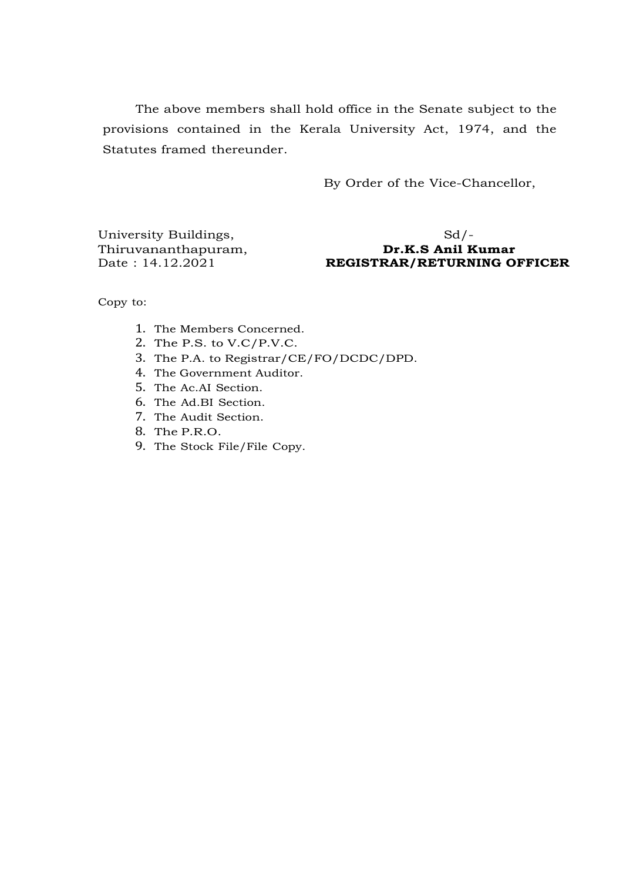The above members shall hold office in the Senate subject to the provisions contained in the Kerala University Act, 1974, and the Statutes framed thereunder.

By Order of the Vice-Chancellor,

University Buildings,
Thiruvananthapuram,
Date : 14.12.2021

Sd/-
**Dr.K.S Anil Kumar**
**REGISTRAR/RETURNING OFFICER**

Copy to:

1. The Members Concerned.
2. The P.S. to V.C/P.V.C.
3. The P.A. to Registrar/CE/FO/DCDC/DPD.
4. The Government Auditor.
5. The Ac.AI Section.
6. The Ad.BI Section.
7. The Audit Section.
8. The P.R.O.
9. The Stock File/File Copy.